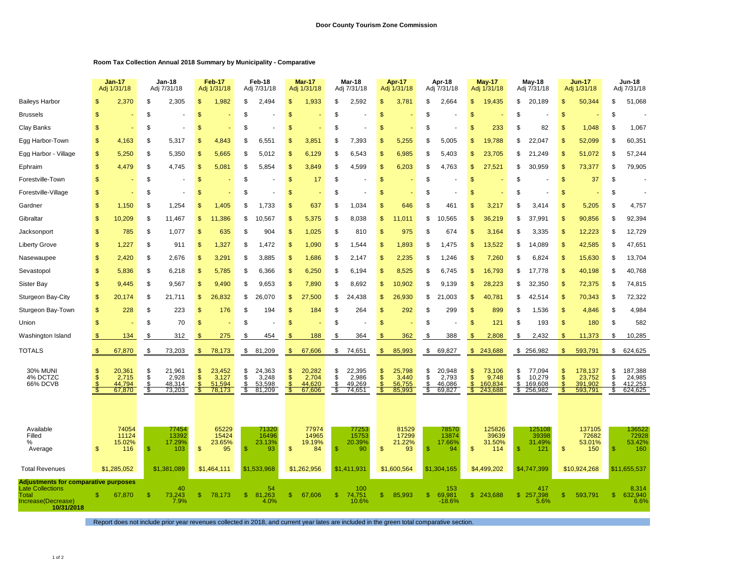**Door County Tourism Zone Commission**

**Room Tax Collection Annual 2018 Summary by Municipality - Comparative**

| | Jan-17 Adj 1/31/18 | Jan-18 Adj 7/31/18 | Feb-17 Adj 1/31/18 | Feb-18 Adj 7/31/18 | Mar-17 Adj 1/31/18 | Mar-18 Adj 7/31/18 | Apr-17 Adj 1/31/18 | Apr-18 Adj 7/31/18 | May-17 Adj 1/31/18 | May-18 Adj 7/31/18 | Jun-17 Adj 1/31/18 | Jun-18 Adj 7/31/18 |
|---|---|---|---|---|---|---|---|---|---|---|---|---|
| Baileys Harbor | $ 2,370 | $ 2,305 | $ 1,982 | $ 2,494 | $ 1,933 | $ 2,592 | $ 3,781 | $ 2,664 | $ 19,435 | $ 20,189 | $ 50,344 | $ 51,068 |
| Brussels | $ - | $ - | $ - | $ - | $ - | $ - | $ - | $ - | $ - | $ - | $ - | $ - |
| Clay Banks | $ - | $ - | $ - | $ - | $ - | $ - | $ - | $ - | $ 233 | $ 82 | $ 1,048 | $ 1,067 |
| Egg Harbor-Town | $ 4,163 | $ 5,317 | $ 4,843 | $ 6,551 | $ 3,851 | $ 7,393 | $ 5,255 | $ 5,005 | $ 19,788 | $ 22,047 | $ 52,099 | $ 60,351 |
| Egg Harbor - Village | $ 5,250 | $ 5,350 | $ 5,665 | $ 5,012 | $ 6,129 | $ 6,543 | $ 6,985 | $ 5,403 | $ 23,705 | $ 21,249 | $ 51,072 | $ 57,244 |
| Ephraim | $ 4,479 | $ 4,745 | $ 5,081 | $ 5,854 | $ 3,849 | $ 4,599 | $ 6,203 | $ 4,763 | $ 27,521 | $ 30,959 | $ 73,377 | $ 79,905 |
| Forestville-Town | $ - | $ - | $ - | $ - | $ 17 | $ - | $ - | $ - | $ - | $ - | $ 37 | $ - |
| Forestville-Village | $ - | $ - | $ - | $ - | $ - | $ - | $ - | $ - | $ - | $ - | $ - | $ - |
| Gardner | $ 1,150 | $ 1,254 | $ 1,405 | $ 1,733 | $ 637 | $ 1,034 | $ 646 | $ 461 | $ 3,217 | $ 3,414 | $ 5,205 | $ 4,757 |
| Gibraltar | $ 10,209 | $ 11,467 | $ 11,386 | $ 10,567 | $ 5,375 | $ 8,038 | $ 11,011 | $ 10,565 | $ 36,219 | $ 37,991 | $ 90,856 | $ 92,394 |
| Jacksonport | $ 785 | $ 1,077 | $ 635 | $ 904 | $ 1,025 | $ 810 | $ 975 | $ 674 | $ 3,164 | $ 3,335 | $ 12,223 | $ 12,729 |
| Liberty Grove | $ 1,227 | $ 911 | $ 1,327 | $ 1,472 | $ 1,090 | $ 1,544 | $ 1,893 | $ 1,475 | $ 13,522 | $ 14,089 | $ 42,585 | $ 47,651 |
| Nasewaupee | $ 2,420 | $ 2,676 | $ 3,291 | $ 3,885 | $ 1,686 | $ 2,147 | $ 2,235 | $ 1,246 | $ 7,260 | $ 6,824 | $ 15,630 | $ 13,704 |
| Sevastopol | $ 5,836 | $ 6,218 | $ 5,785 | $ 6,366 | $ 6,250 | $ 6,194 | $ 8,525 | $ 6,745 | $ 16,793 | $ 17,778 | $ 40,198 | $ 40,768 |
| Sister Bay | $ 9,445 | $ 9,567 | $ 9,490 | $ 9,653 | $ 7,890 | $ 8,692 | $ 10,902 | $ 9,139 | $ 28,223 | $ 32,350 | $ 72,375 | $ 74,815 |
| Sturgeon Bay-City | $ 20,174 | $ 21,711 | $ 26,832 | $ 26,070 | $ 27,500 | $ 24,438 | $ 26,930 | $ 21,003 | $ 40,781 | $ 42,514 | $ 70,343 | $ 72,322 |
| Sturgeon Bay-Town | $ 228 | $ 223 | $ 176 | $ 194 | $ 184 | $ 264 | $ 292 | $ 299 | $ 899 | $ 1,536 | $ 4,846 | $ 4,984 |
| Union | $ - | $ 70 | $ - | $ - | $ - | $ - | $ - | $ - | $ 121 | $ 193 | $ 180 | $ 582 |
| Washington Island | $ 134 | $ 312 | $ 275 | $ 454 | $ 188 | $ 364 | $ 362 | $ 388 | $ 2,808 | $ 2,432 | $ 11,373 | $ 10,285 |
| TOTALS | $ 67,870 | $ 73,203 | $ 78,173 | $ 81,209 | $ 67,606 | $ 74,651 | $ 85,993 | $ 69,827 | $ 243,688 | $ 256,982 | $ 593,791 | $ 624,625 |
| 30% MUNI | $ 20,361 | $ 21,961 | $ 23,452 | $ 24,363 | $ 20,282 | $ 22,395 | $ 25,798 | $ 20,948 | $ 73,106 | $ 77,094 | $ 178,137 | $ 187,388 |
| 4% DCTZC | $ 2,715 | $ 2,928 | $ 3,127 | $ 3,248 | $ 2,704 | $ 2,986 | $ 3,440 | $ 2,793 | $ 9,748 | $ 10,279 | $ 23,752 | $ 24,985 |
| 66% DCVB | $ 44,794 | $ 48,314 | $ 51,594 | $ 53,598 | $ 44,620 | $ 49,269 | $ 56,755 | $ 46,086 | $ 160,834 | $ 169,608 | $ 391,902 | $ 412,253 |
| | $ 67,870 | $ 73,203 | $ 78,173 | $ 81,209 | $ 67,606 | $ 74,651 | $ 85,993 | $ 69,827 | $ 243,688 | $ 256,982 | $ 593,791 | $ 624,625 |
| Available | 74054 | 77454 | 65229 | 71320 | 77974 | 77253 | 81529 | 78570 | 125826 | 125108 | 137105 | 136522 |
| Filled | 11124 | 13392 | 15424 | 16496 | 14965 | 15753 | 17299 | 13874 | 39639 | 39398 | 72682 | 72928 |
| % | 15.02% | 17.29% | 23.65% | 23.13% | 19.19% | 20.39% | 21.22% | 17.66% | 31.50% | 31.49% | 53.01% | 53.42% |
| Average | $ 116 | $ 103 | $ 95 | $ 93 | $ 84 | $ 90 | $ 93 | $ 94 | $ 114 | $ 121 | $ 150 | $ 160 |
| Total Revenues | $1,285,052 | $1,381,089 | $1,464,111 | $1,533,968 | $1,262,956 | $1,411,931 | $1,600,564 | $1,304,165 | $4,499,202 | $4,747,399 | $10,924,268 | $11,655,537 |
| **Adjustments for comparative purposes** | | | | | | | | | | | | |
| Late Collections | | 40 | | 54 | | 100 | | 153 | | 417 | | 8,314 |
| Total | $ 67,870 | $ 73,243 | $ 78,173 | $ 81,263 | $ 67,606 | $ 74,751 | $ 85,993 | $ 69,981 | $ 243,688 | $ 257,398 | $ 593,791 | $ 632,940 |
| Increase(Decrease) | | 7.9% | | 4.0% | | 10.6% | | -18.6% | | 5.6% | | 6.6% |
| **10/31/2018** | | | | | | | | | | | | |

Report does not include prior year revenues collected in 2018, and current year lates are included in the green total comparative section.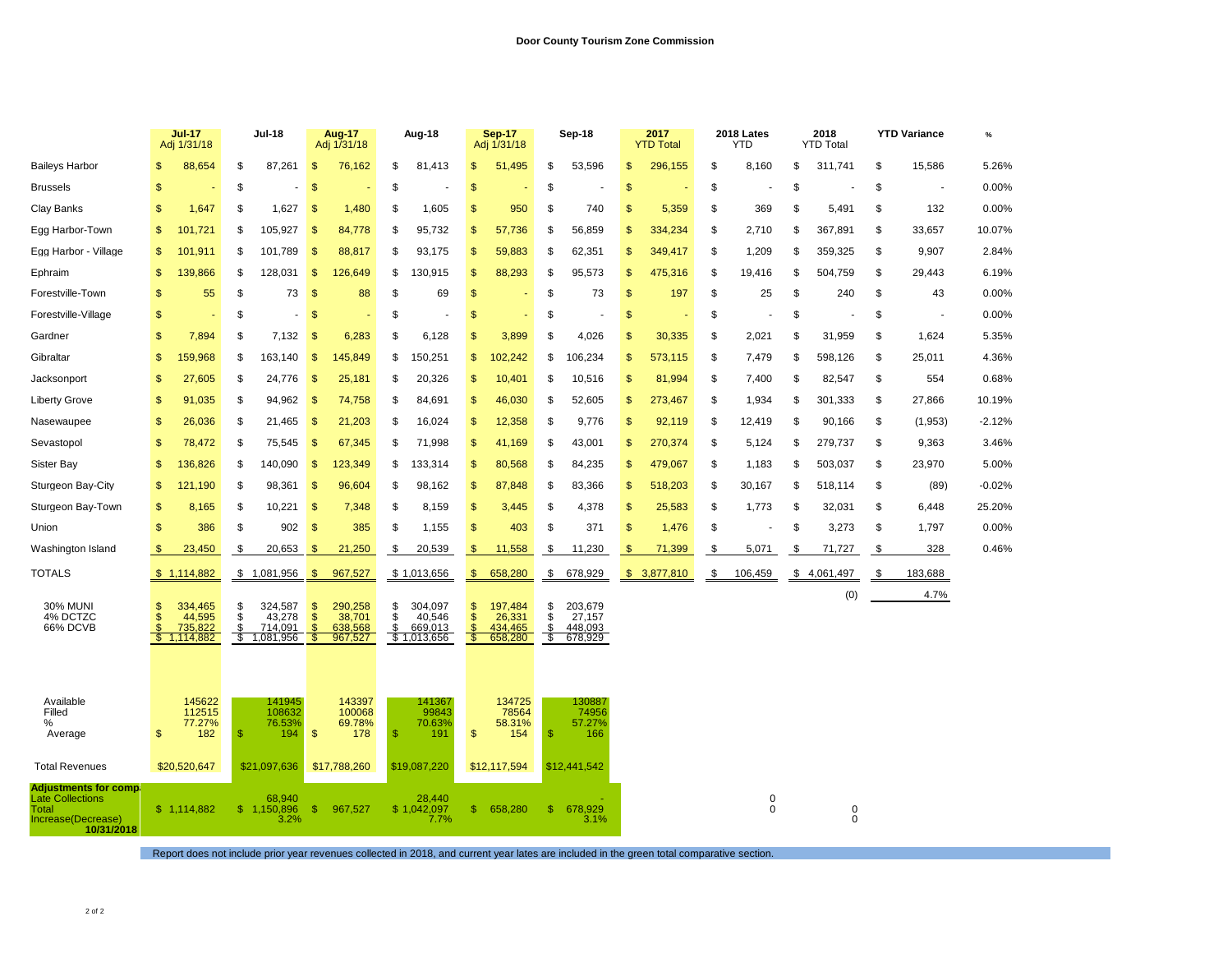# Door County Tourism Zone Commission

| | Jul-17 Adj 1/31/18 | Jul-18 | Aug-17 Adj 1/31/18 | Aug-18 | Sep-17 Adj 1/31/18 | Sep-18 | 2017 YTD Total | 2018 Lates YTD | 2018 YTD Total | YTD Variance | % |
|---|---|---|---|---|---|---|---|---|---|---|---|
| Baileys Harbor | $ 88,654 | $ 87,261 | $ 76,162 | $ 81,413 | $ 51,495 | $ 53,596 | $ 296,155 | $ 8,160 | $ 311,741 | $ 15,586 | 5.26% |
| Brussels | $ - | $ - | $ - | $ - | $ - | $ - | $ - | $ - | $ - | $ - | 0.00% |
| Clay Banks | $ 1,647 | $ 1,627 | $ 1,480 | $ 1,605 | $ 950 | $ 740 | $ 5,359 | $ 369 | $ 5,491 | $ 132 | 0.00% |
| Egg Harbor-Town | $ 101,721 | $ 105,927 | $ 84,778 | $ 95,732 | $ 57,736 | $ 56,859 | $ 334,234 | $ 2,710 | $ 367,891 | $ 33,657 | 10.07% |
| Egg Harbor - Village | $ 101,911 | $ 101,789 | $ 88,817 | $ 93,175 | $ 59,883 | $ 62,351 | $ 349,417 | $ 1,209 | $ 359,325 | $ 9,907 | 2.84% |
| Ephraim | $ 139,866 | $ 128,031 | $ 126,649 | $ 130,915 | $ 88,293 | $ 95,573 | $ 475,316 | $ 19,416 | $ 504,759 | $ 29,443 | 6.19% |
| Forestville-Town | $ 55 | $ 73 | $ 88 | $ 69 | $ - | $ 73 | $ 197 | $ 25 | $ 240 | $ 43 | 0.00% |
| Forestville-Village | $ - | $ - | $ - | $ - | $ - | $ - | $ - | $ - | $ - | $ - | 0.00% |
| Gardner | $ 7,894 | $ 7,132 | $ 6,283 | $ 6,128 | $ 3,899 | $ 4,026 | $ 30,335 | $ 2,021 | $ 31,959 | $ 1,624 | 5.35% |
| Gibraltar | $ 159,968 | $ 163,140 | $ 145,849 | $ 150,251 | $ 102,242 | $ 106,234 | $ 573,115 | $ 7,479 | $ 598,126 | $ 25,011 | 4.36% |
| Jacksonport | $ 27,605 | $ 24,776 | $ 25,181 | $ 20,326 | $ 10,401 | $ 10,516 | $ 81,994 | $ 7,400 | $ 82,547 | $ 554 | 0.68% |
| Liberty Grove | $ 91,035 | $ 94,962 | $ 74,758 | $ 84,691 | $ 46,030 | $ 52,605 | $ 273,467 | $ 1,934 | $ 301,333 | $ 27,866 | 10.19% |
| Nasewaupee | $ 26,036 | $ 21,465 | $ 21,203 | $ 16,024 | $ 12,358 | $ 9,776 | $ 92,119 | $ 12,419 | $ 90,166 | $ (1,953) | -2.12% |
| Sevastopol | $ 78,472 | $ 75,545 | $ 67,345 | $ 71,998 | $ 41,169 | $ 43,001 | $ 270,374 | $ 5,124 | $ 279,737 | $ 9,363 | 3.46% |
| Sister Bay | $ 136,826 | $ 140,090 | $ 123,349 | $ 133,314 | $ 80,568 | $ 84,235 | $ 479,067 | $ 1,183 | $ 503,037 | $ 23,970 | 5.00% |
| Sturgeon Bay-City | $ 121,190 | $ 98,361 | $ 96,604 | $ 98,162 | $ 87,848 | $ 83,366 | $ 518,203 | $ 30,167 | $ 518,114 | $ (89) | -0.02% |
| Sturgeon Bay-Town | $ 8,165 | $ 10,221 | $ 7,348 | $ 8,159 | $ 3,445 | $ 4,378 | $ 25,583 | $ 1,773 | $ 32,031 | $ 6,448 | 25.20% |
| Union | $ 386 | $ 902 | $ 385 | $ 1,155 | $ 403 | $ 371 | $ 1,476 | $ - | $ 3,273 | $ 1,797 | 0.00% |
| Washington Island | $ 23,450 | $ 20,653 | $ 21,250 | $ 20,539 | $ 11,558 | $ 11,230 | $ 71,399 | $ 5,071 | $ 71,727 | $ 328 | 0.46% |
| TOTALS | $ 1,114,882 | $ 1,081,956 | $ 967,527 | $ 1,013,656 | $ 658,280 | $ 678,929 | $ 3,877,810 | $ 106,459 | $ 4,061,497 | $ 183,688 | |
| | | | | | | | | | (0) | 4.7% | |
| 30% MUNI | $ 334,465 | $ 324,587 | $ 290,258 | $ 304,097 | $ 197,484 | $ 203,679 | | | | | |
| 4% DCTZC | $ 44,595 | $ 43,278 | $ 38,701 | $ 40,546 | $ 26,331 | $ 27,157 | | | | | |
| 66% DCVB | $ 735,822 | $ 714,091 | $ 638,568 | $ 669,013 | $ 434,465 | $ 448,093 | | | | | |
| | $ 1,114,882 | $ 1,081,956 | $ 967,527 | $ 1,013,656 | $ 658,280 | $ 678,929 | | | | | |
| Available | 145622 | 141945 | 143397 | 141367 | 134725 | 130887 | | | | | |
| Filled | 112515 | 108632 | 100068 | 99843 | 78564 | 74956 | | | | | |
| % | 77.27% | 76.53% | 69.78% | 70.63% | 58.31% | 57.27% | | | | | |
| Average | $ 182 | $ 194 | $ 178 | $ 191 | $ 154 | $ 166 | | | | | |
| Total Revenues | $20,520,647 | $21,097,636 | $17,788,260 | $19,087,220 | $12,117,594 | $12,441,542 | | | | | |
| Adjustments for comp. | | | | | | | | | | | |
| Late Collections | | 68,940 | | 28,440 | | - | | 0 | | | |
| Total | $ 1,114,882 | $ 1,150,896 | $ 967,527 | $ 1,042,097 | $ 658,280 | $ 678,929 | | 0 | 0 | | |
| Increase(Decrease) | | 3.2% | | 7.7% | | 3.1% | | | 0 | | |
| 10/31/2018 | | | | | | | | | | | |

Report does not include prior year revenues collected in 2018, and current year lates are included in the green total comparative section.